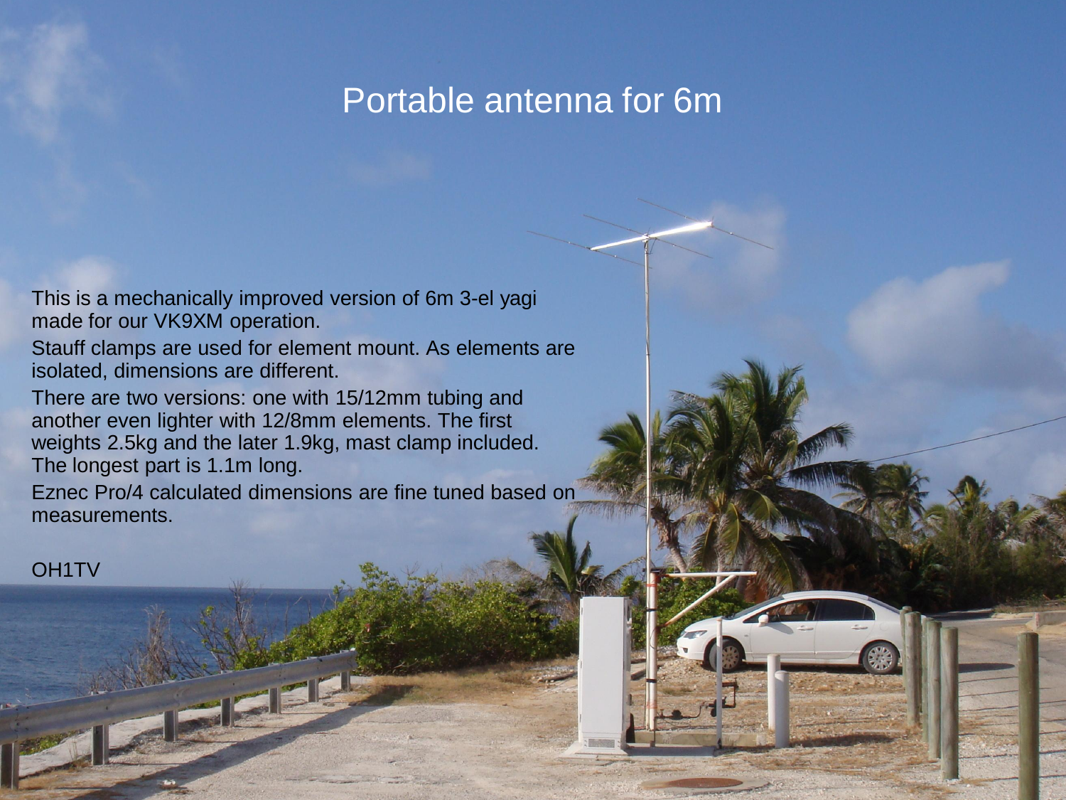# Portable antenna for 6m

This is a mechanically improved version of 6m 3-el yagi made for our VK9XM operation.

Stauff clamps are used for element mount. As elements are isolated, dimensions are different.

There are two versions: one with 15/12mm tubing and another even lighter with 12/8mm elements. The first weights 2.5kg and the later 1.9kg, mast clamp included. The longest part is 1.1m long.

Eznec Pro/4 calculated dimensions are fine tuned based on measurements.

OH1TV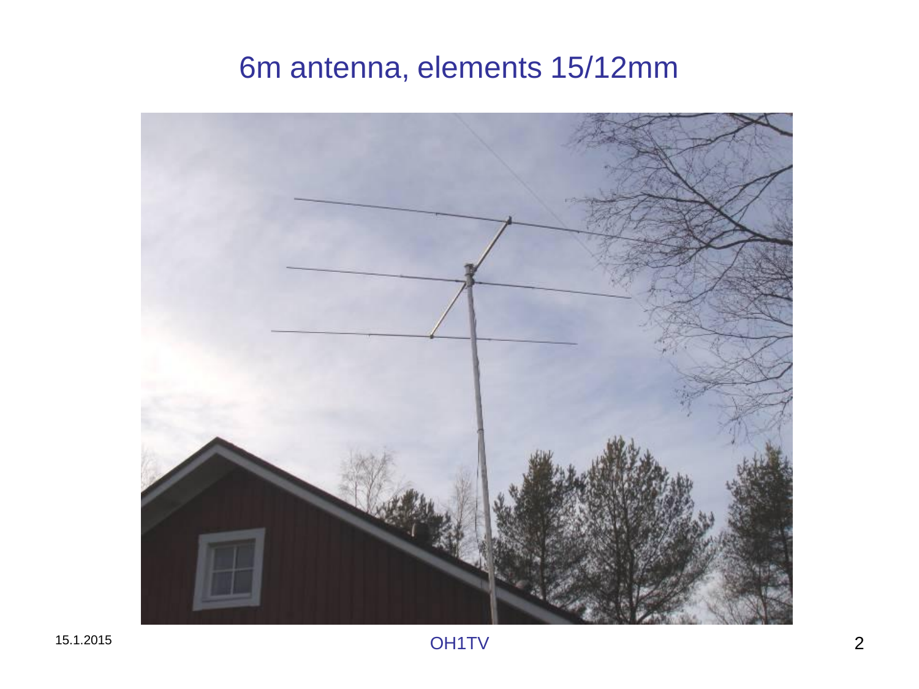# 6m antenna, elements 15/12mm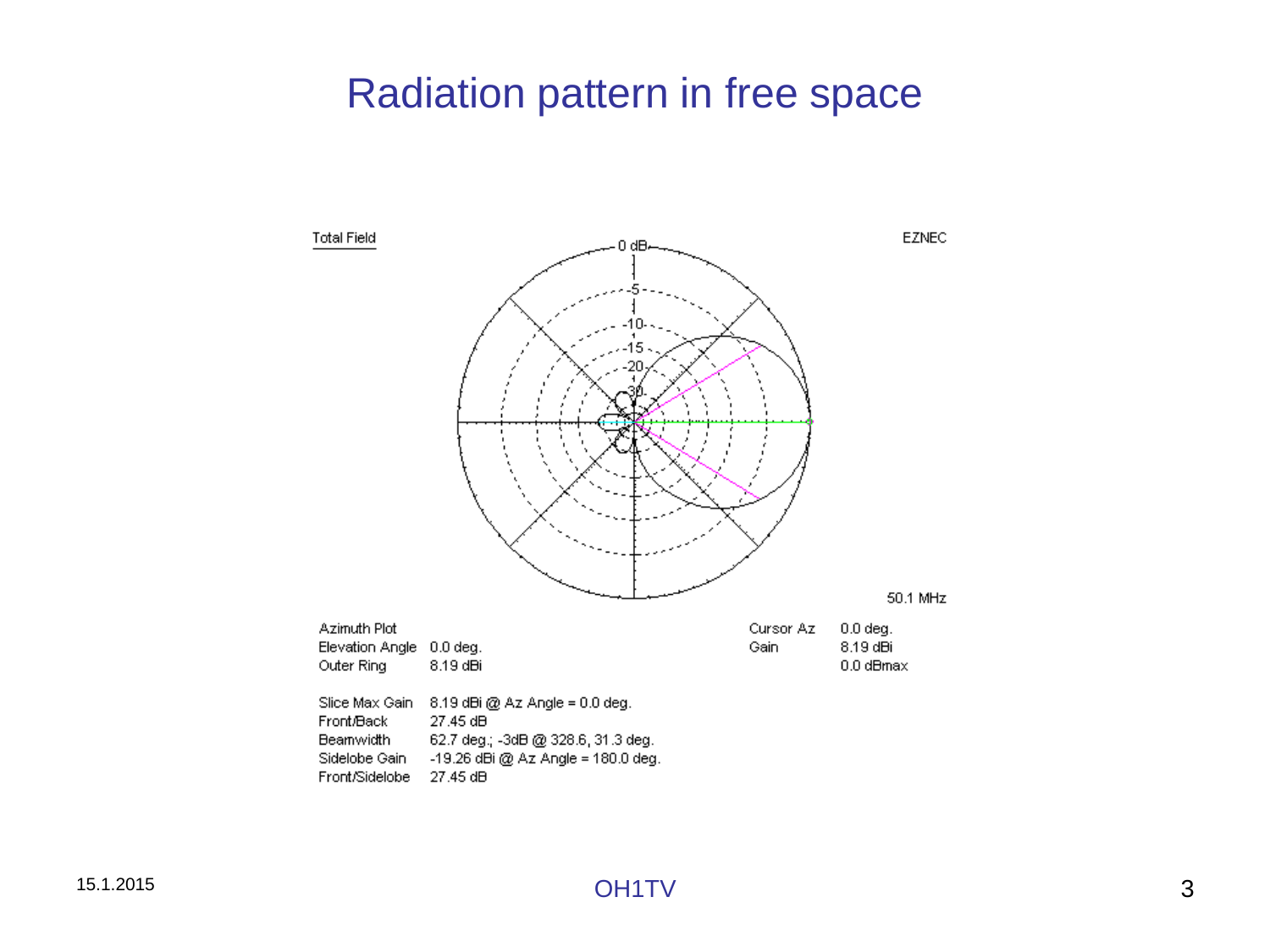# Radiation pattern in free space

Total Field

EZNEC

0 dB

-5

-10

-15

-20

-30

50.1 MHz

| | | | | |
|---|---|---|---|---|
| Azimuth Plot | | | Cursor Az | 0.0 deg. |
| Elevation Angle | 0.0 deg. | | Gain | 8.19 dBi |
| Outer Ring | 8.19 dBi | | | 0.0 dBmax |

| | |
|---|---|
| Slice Max Gain | 8.19 dBi @ Az Angle = 0.0 deg. |
| Front/Back | 27.45 dB |
| Beamwidth | 62.7 deg.; -3dB @ 328.6, 31.3 deg. |
| Sidelobe Gain | -19.26 dBi @ Az Angle = 180.0 deg. |
| Front/Sidelobe | 27.45 dB |

15.1.2015

OH1TV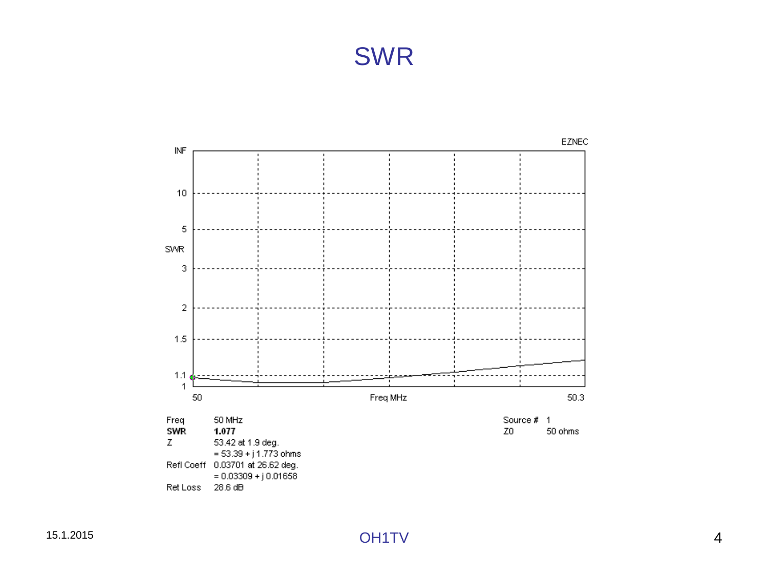# SWR

EZNEC

| Freq | 50 MHz |
|---|---|
| **SWR** | **1.077** |
| Z | 53.42 at 1.9 deg. |
| | = 53.39 + j 1.773 ohms |
| Refl Coeff | 0.03701 at 26.62 deg. |
| | = 0.03309 + j 0.01658 |
| Ret Loss | 28.6 dB |

| Source # | 1 |
|---|---|
| Z0 | 50 ohms |

15.1.2015

OH1TV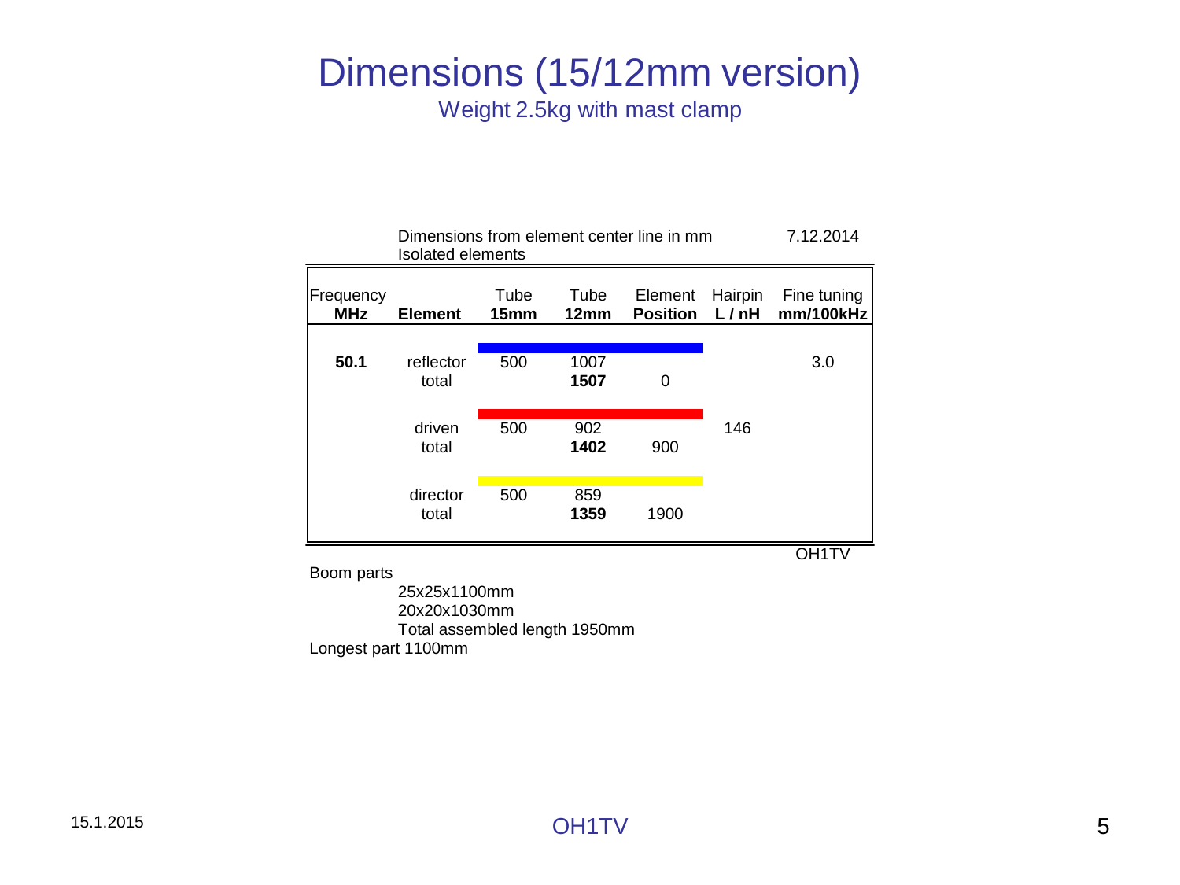# Dimensions (15/12mm version)

Weight 2.5kg with mast clamp

Dimensions from element center line in mm 7.12.2014

Isolated elements

| Frequency MHz | Element | Tube 15mm | Tube 12mm | Element Position | Hairpin L / nH | Fine tuning mm/100kHz |
|---|---|---|---|---|---|---|
| **50.1** | reflector | 500 | 1007 | | | 3.0 |
| | total | | **1507** | 0 | | |
| | driven | 500 | 902 | | 146 | |
| | total | | **1402** | 900 | | |
| | director | 500 | 859 | | | |
| | total | | **1359** | 1900 | | |

OH1TV

Boom parts

25x25x1100mm

20x20x1030mm

Total assembled length 1950mm

Longest part 1100mm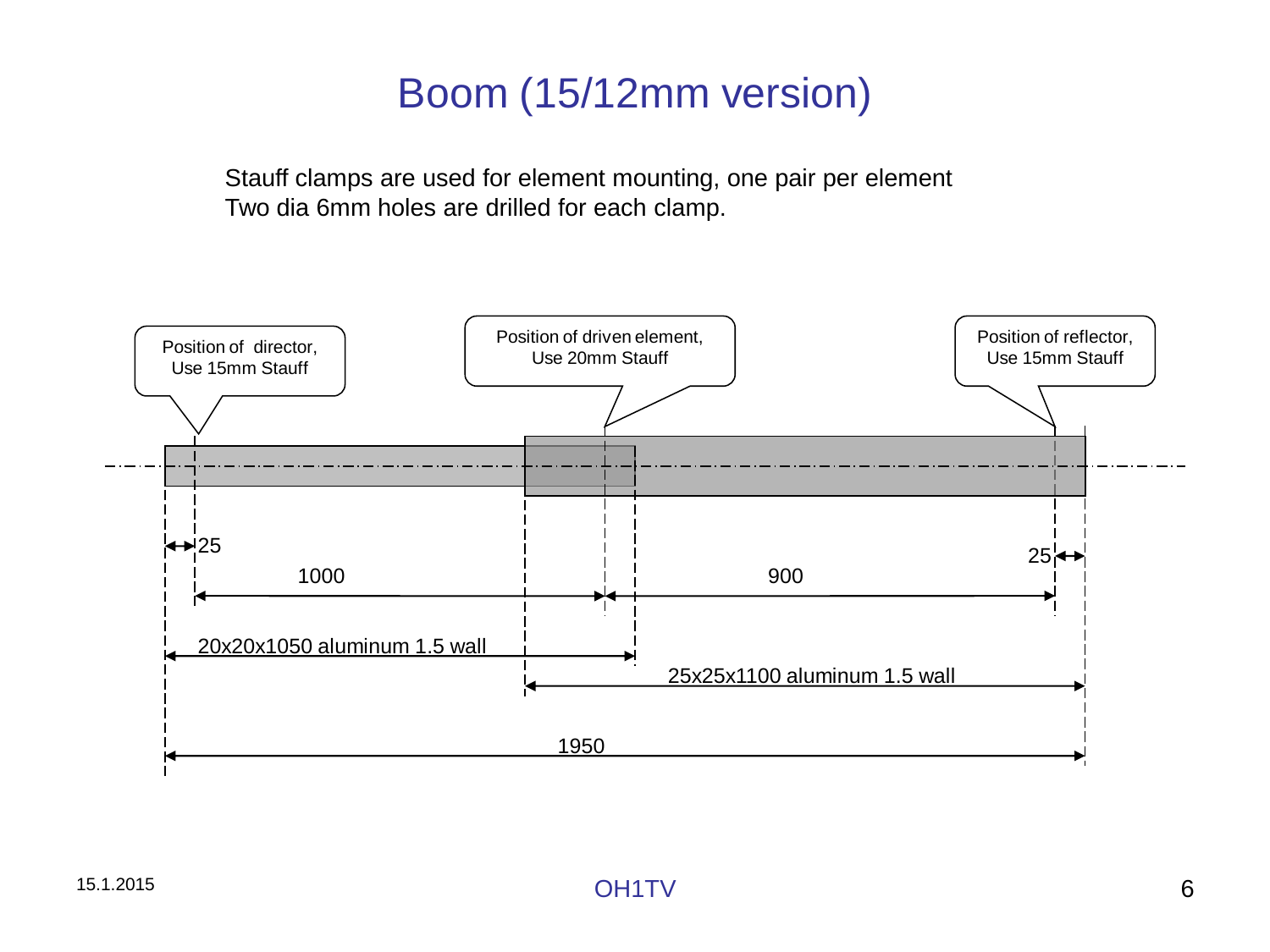# Boom (15/12mm version)

Stauff clamps are used for element mounting, one pair per element
Two dia 6mm holes are drilled for each clamp.

Position of director, Use 15mm Stauff

Position of driven element, Use 20mm Stauff

Position of reflector, Use 15mm Stauff

25

1000

900

25

20x20x1050 aluminum 1.5 wall

25x25x1100 aluminum 1.5 wall

1950

15.1.2015

OH1TV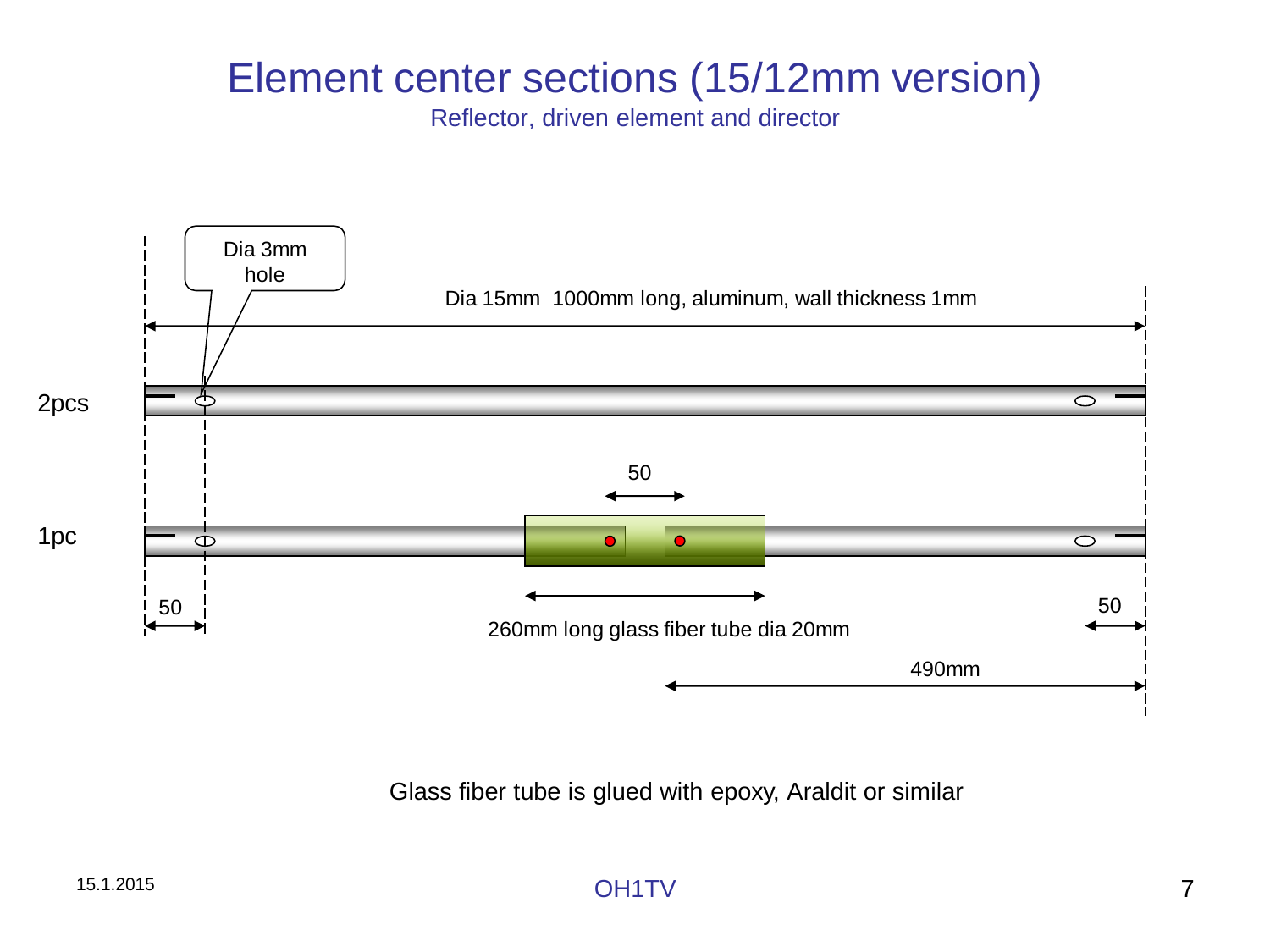# Element center sections (15/12mm version)

Reflector, driven element and director

Dia 3mm hole

Dia 15mm 1000mm long, aluminum, wall thickness 1mm

2pcs

1pc

50

50

50

260mm long glass fiber tube dia 20mm

490mm

Glass fiber tube is glued with epoxy, Araldit or similar

15.1.2015

OH1TV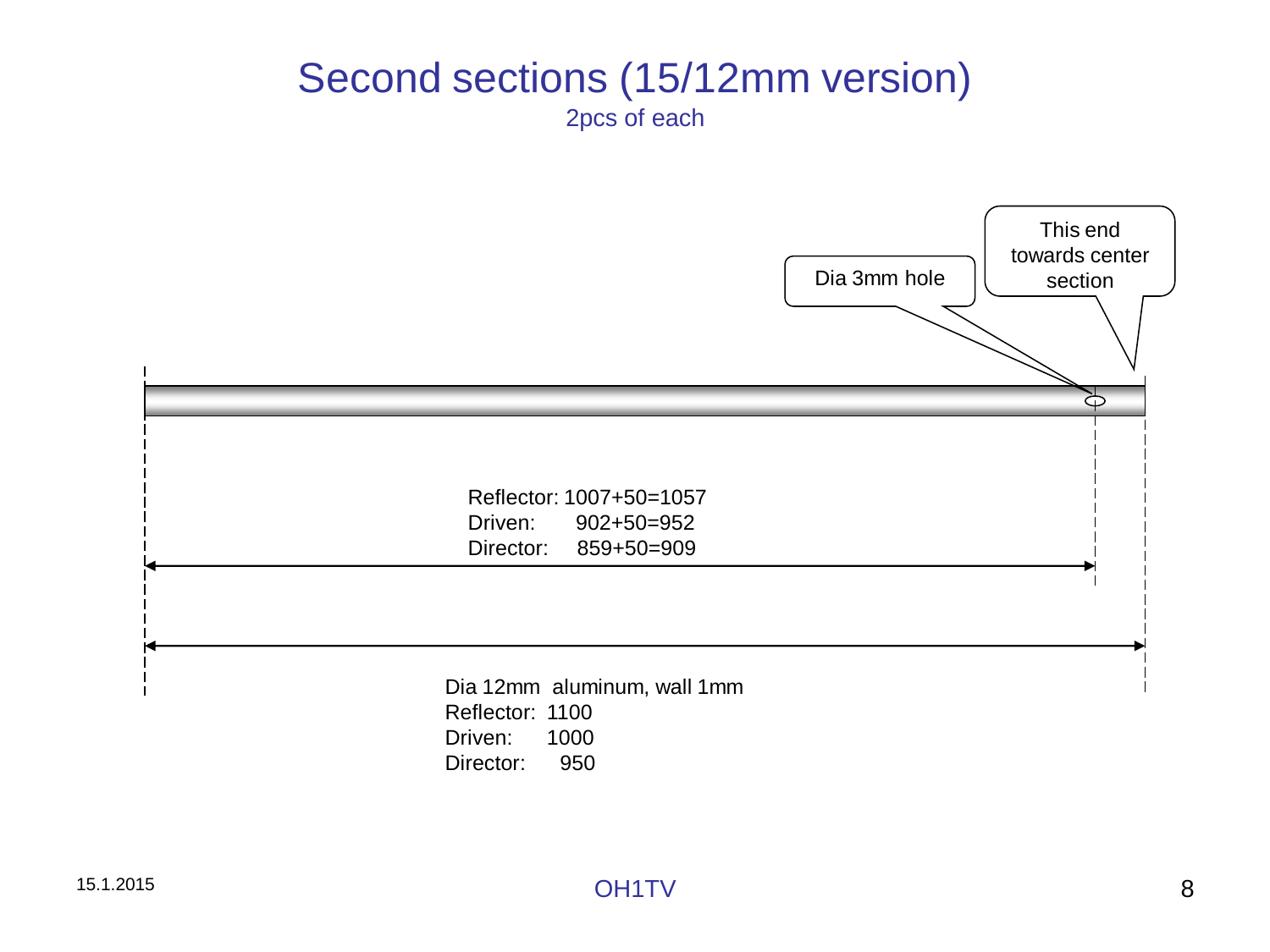# Second sections (15/12mm version)

2pcs of each

Dia 3mm hole

This end towards center section

Reflector: 1007+50=1057
Driven: 902+50=952
Director: 859+50=909

Dia 12mm aluminum, wall 1mm
Reflector: 1100
Driven: 1000
Director: 950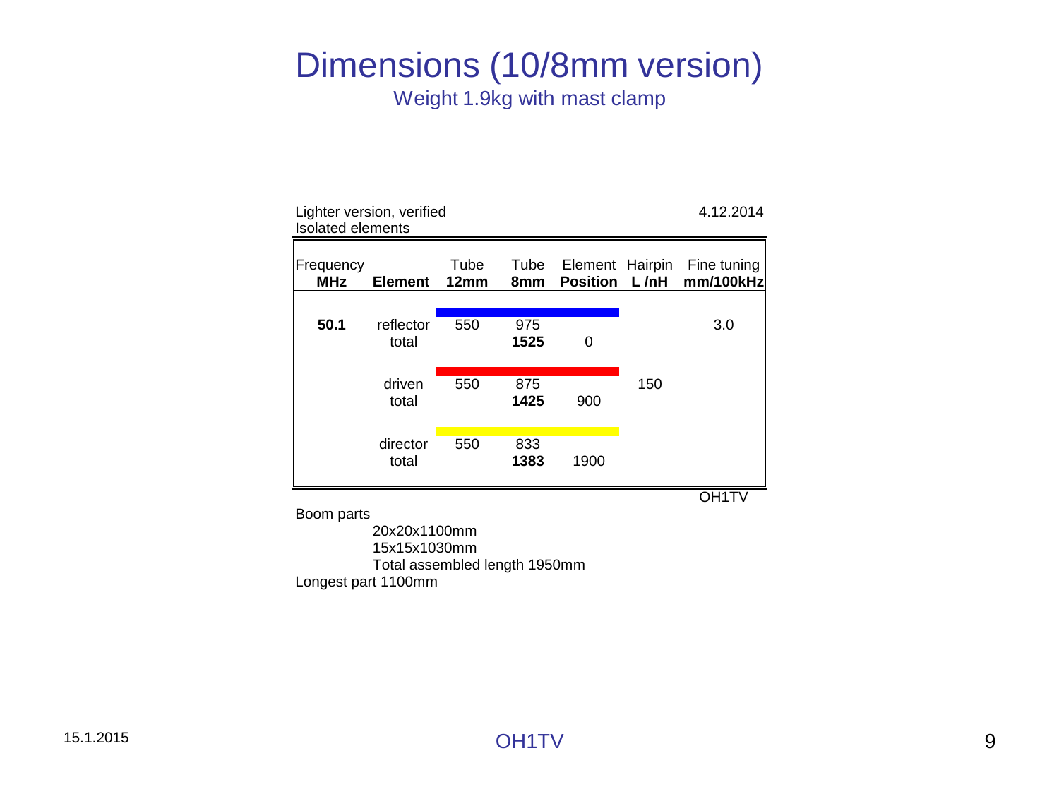# Dimensions (10/8mm version)

Weight 1.9kg with mast clamp

Lighter version, verified
Isolated elements

4.12.2014

| Frequency MHz | Element | Tube 12mm | Tube 8mm | Element Position | Hairpin L /nH | Fine tuning mm/100kHz |
|---|---|---|---|---|---|---|
| **50.1** | reflector | 550 | 975 | | | 3.0 |
| | total | | **1525** | 0 | | |
| | driven | 550 | 875 | | 150 | |
| | total | | **1425** | 900 | | |
| | director | 550 | 833 | | | |
| | total | | **1383** | 1900 | | |

OH1TV

Boom parts

- 20x20x1100mm
- 15x15x1030mm
- Total assembled length 1950mm

Longest part 1100mm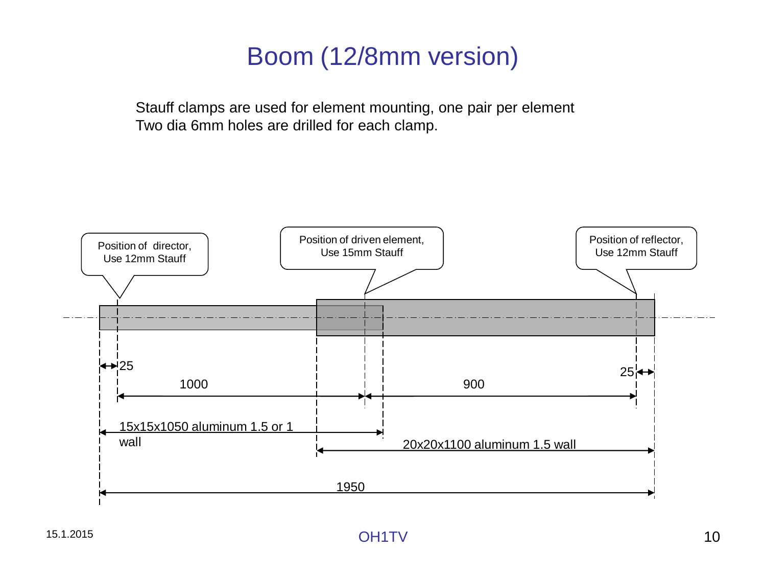# Boom (12/8mm version)

Stauff clamps are used for element mounting, one pair per element
Two dia 6mm holes are drilled for each clamp.

Position of director, Use 12mm Stauff

Position of driven element, Use 15mm Stauff

Position of reflector, Use 12mm Stauff

25

1000

900

25

15x15x1050 aluminum 1.5 or 1 wall

20x20x1100 aluminum 1.5 wall

1950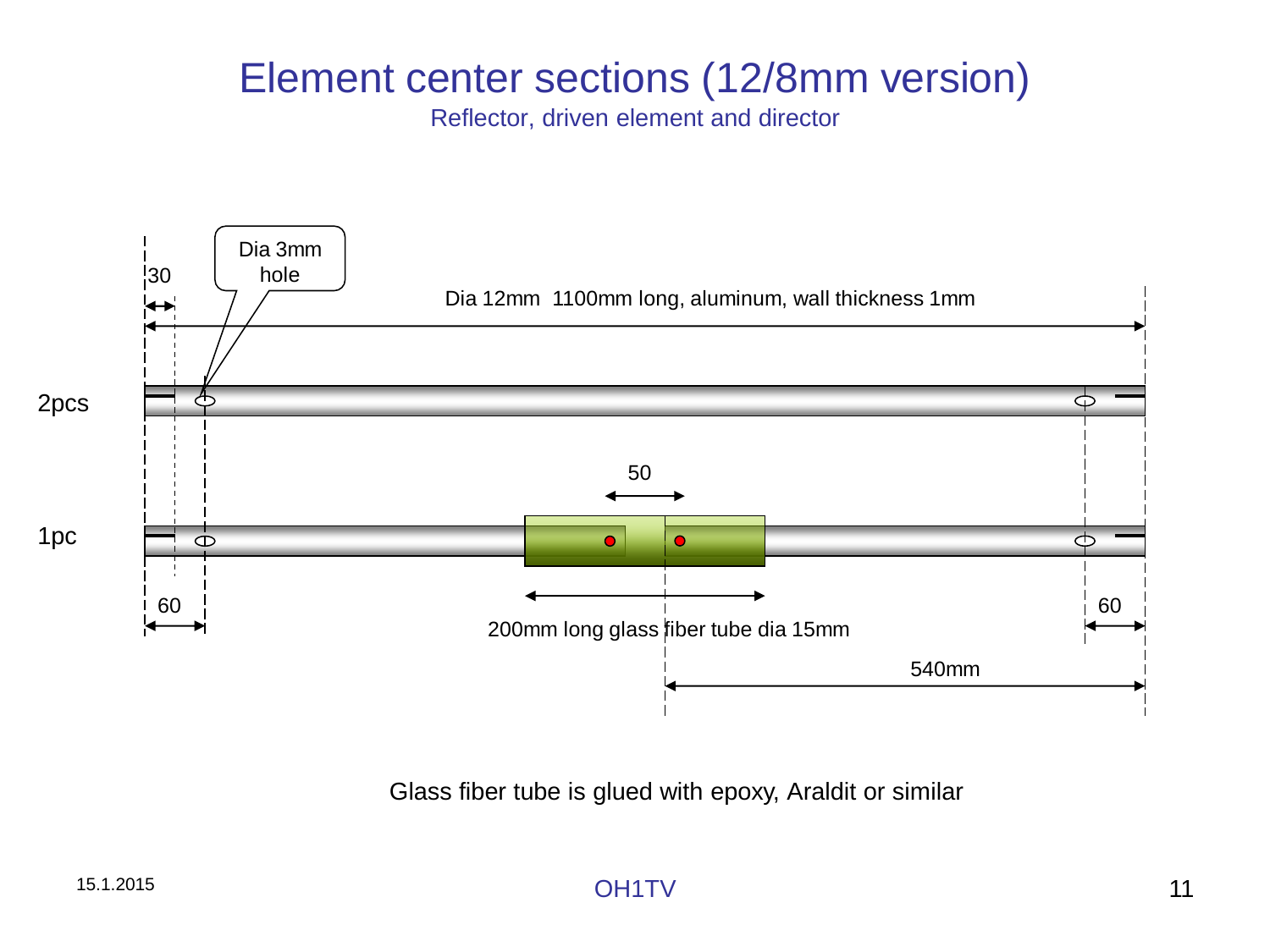# Element center sections (12/8mm version)

Reflector, driven element and director

Dia 3mm hole

30

Dia 12mm 1100mm long, aluminum, wall thickness 1mm

2pcs

50

1pc

60

60

200mm long glass fiber tube dia 15mm

540mm

Glass fiber tube is glued with epoxy, Araldit or similar

15.1.2015

OH1TV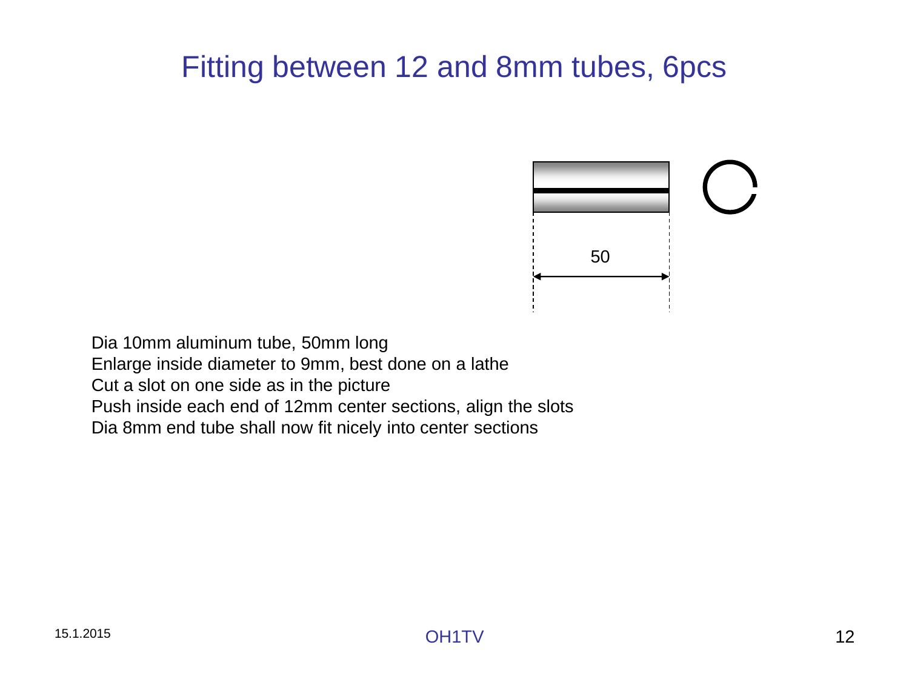# Fitting between 12 and 8mm tubes, 6pcs

50

Dia 10mm aluminum tube, 50mm long
Enlarge inside diameter to 9mm, best done on a lathe
Cut a slot on one side as in the picture
Push inside each end of 12mm center sections, align the slots
Dia 8mm end tube shall now fit nicely into center sections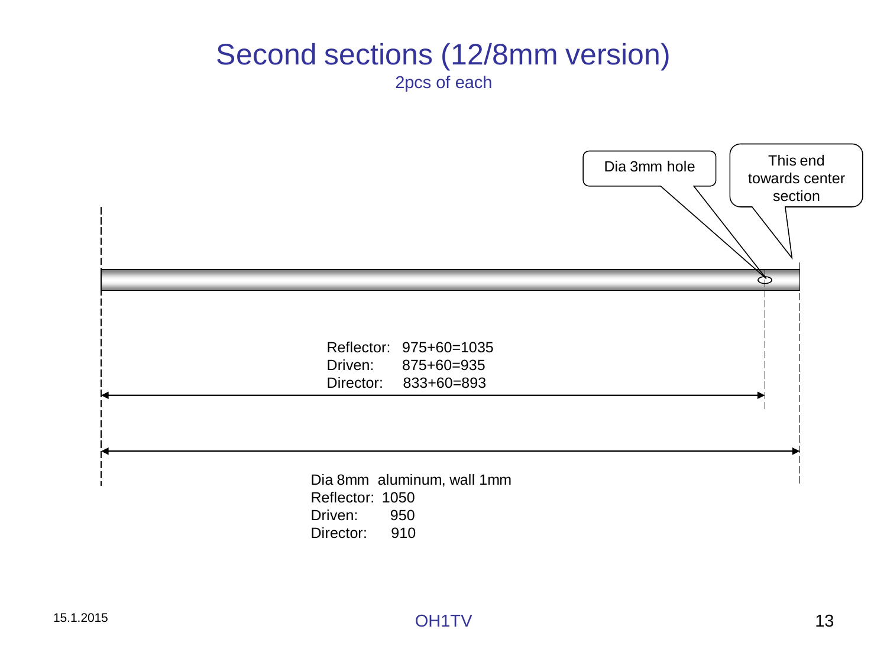# Second sections (12/8mm version)

2pcs of each

Dia 3mm hole

This end towards center section

Reflector: 975+60=1035
Driven: 875+60=935
Director: 833+60=893

Dia 8mm aluminum, wall 1mm
Reflector: 1050
Driven: 950
Director: 910

15.1.2015

OH1TV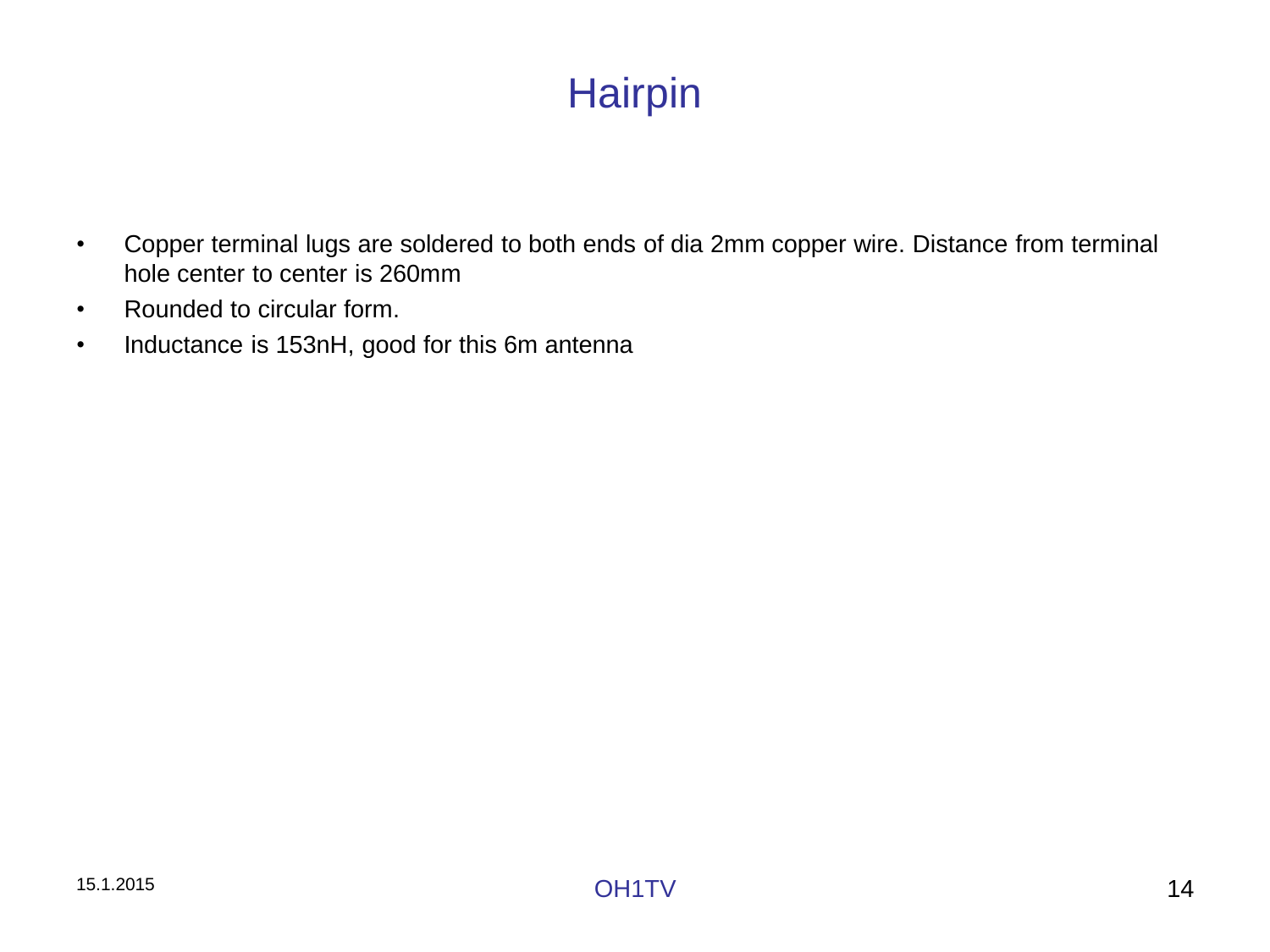# Hairpin

- Copper terminal lugs are soldered to both ends of dia 2mm copper wire. Distance from terminal hole center to center is 260mm
- Rounded to circular form.
- Inductance is 153nH, good for this 6m antenna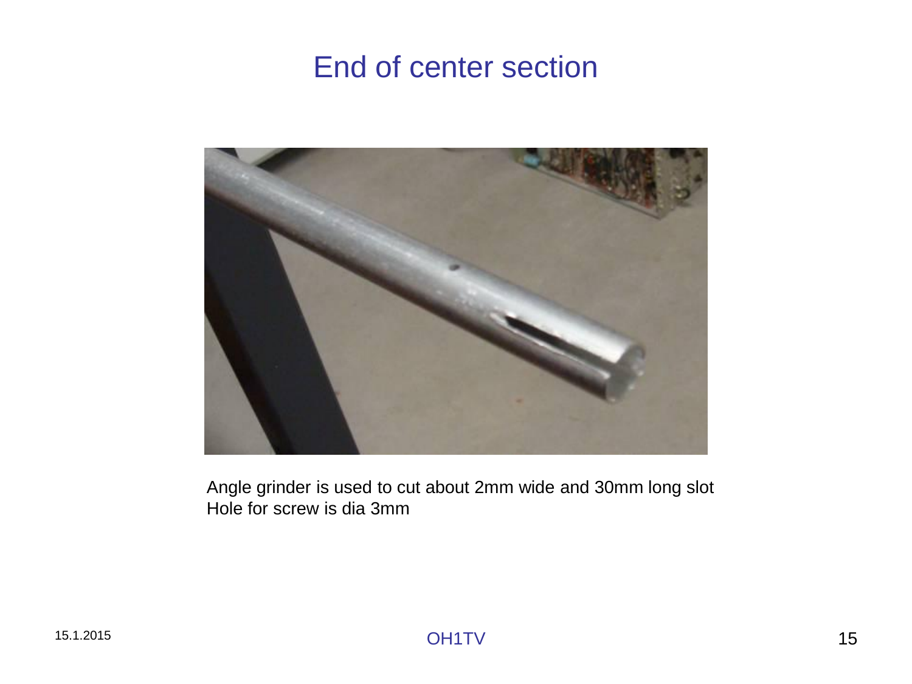# End of center section

Angle grinder is used to cut about 2mm wide and 30mm long slot
Hole for screw is dia 3mm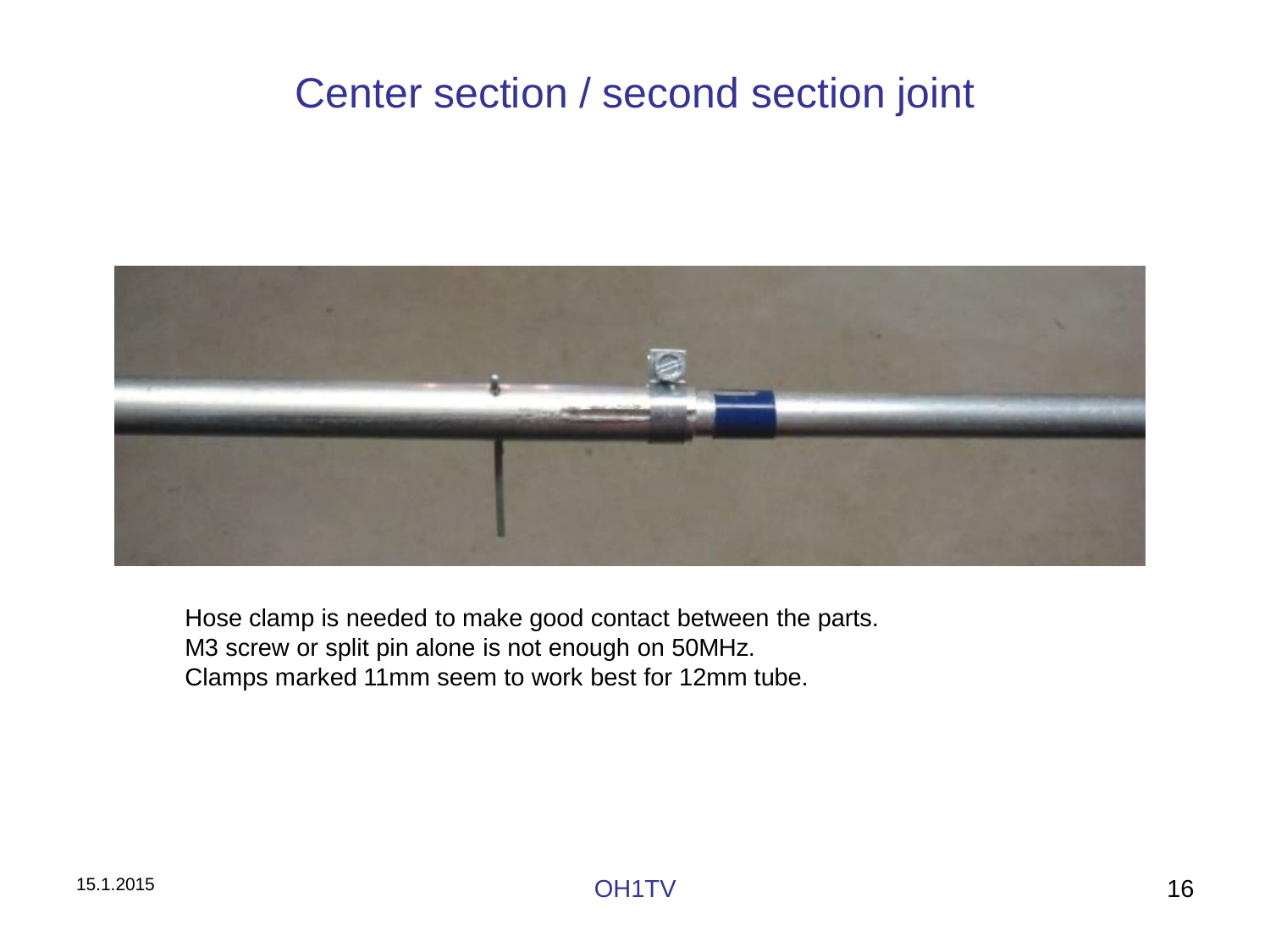# Center section / second section joint

Hose clamp is needed to make good contact between the parts.
M3 screw or split pin alone is not enough on 50MHz.
Clamps marked 11mm seem to work best for 12mm tube.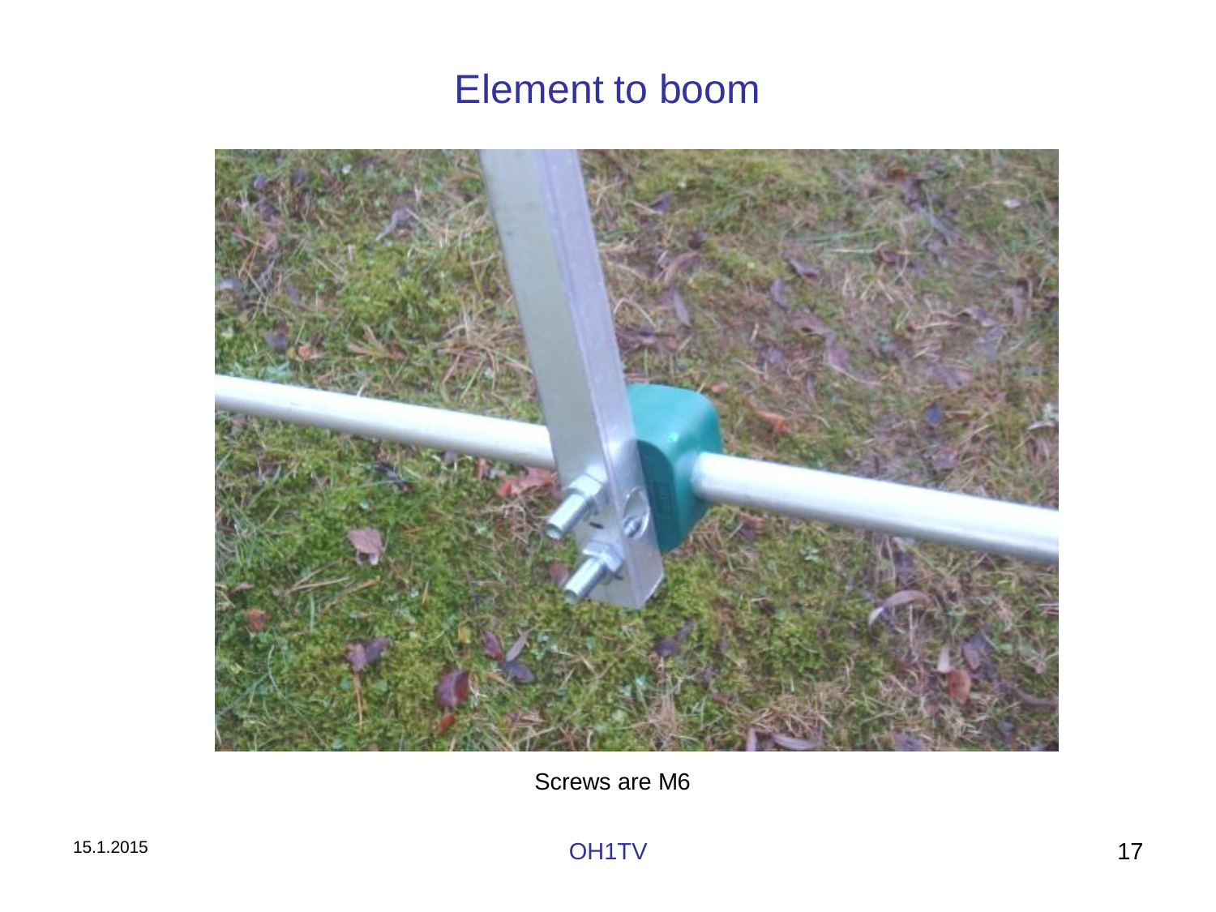# Element to boom

Screws are M6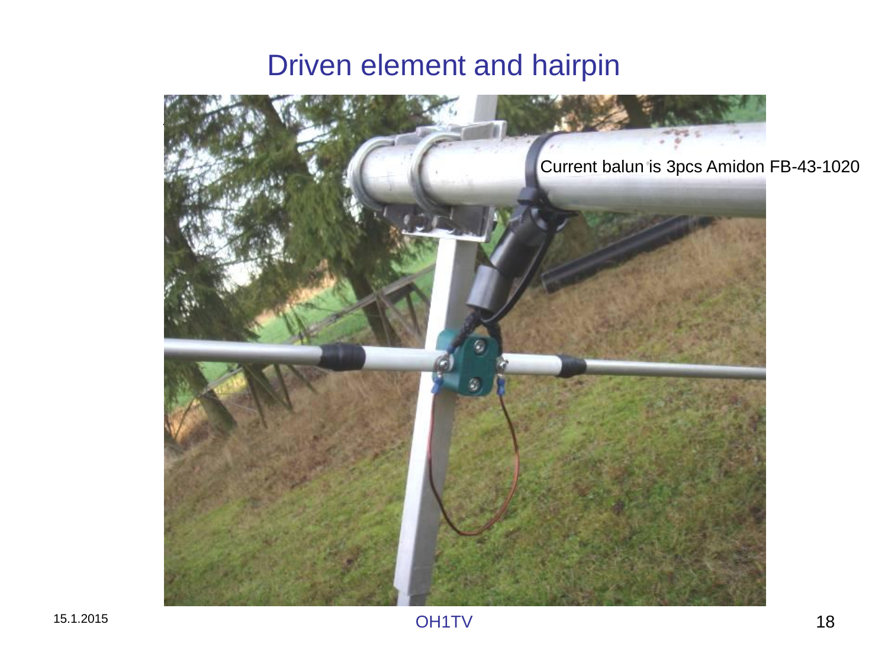# Driven element and hairpin

Current balun is 3pcs Amidon FB-43-1020